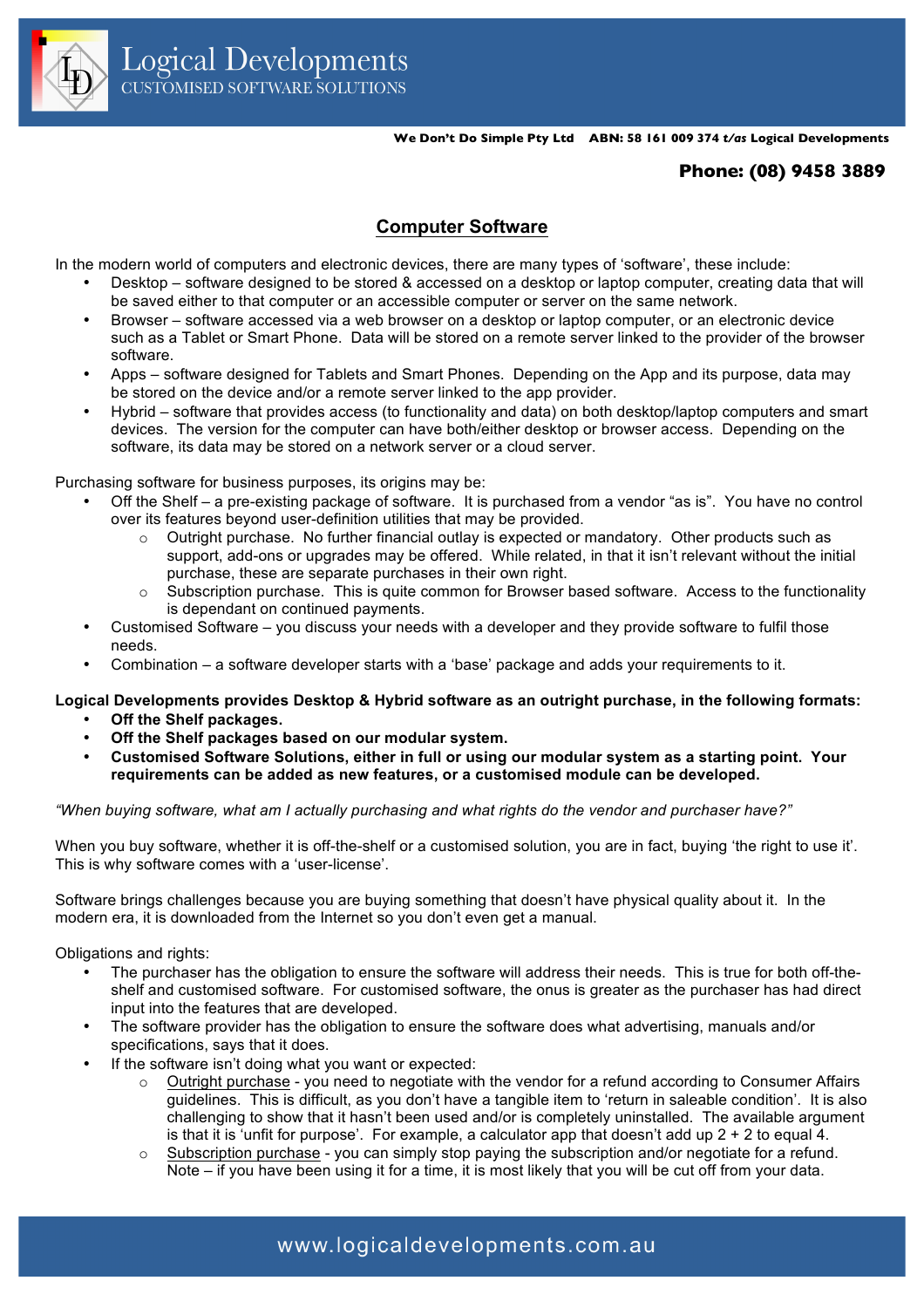# Logical Developments

CUSTOMISED SOFTWARE SOLUTIONS

**We Don't Do Simple Pty Ltd ABN: 58 161 009 374 *t/as* Logical Developments**

**Phone: (08) 9458 3889**

## Computer Software

In the modern world of computers and electronic devices, there are many types of 'software', these include:

- Desktop – software designed to be stored & accessed on a desktop or laptop computer, creating data that will be saved either to that computer or an accessible computer or server on the same network.
- Browser – software accessed via a web browser on a desktop or laptop computer, or an electronic device such as a Tablet or Smart Phone. Data will be stored on a remote server linked to the provider of the browser software.
- Apps – software designed for Tablets and Smart Phones. Depending on the App and its purpose, data may be stored on the device and/or a remote server linked to the app provider.
- Hybrid – software that provides access (to functionality and data) on both desktop/laptop computers and smart devices. The version for the computer can have both/either desktop or browser access. Depending on the software, its data may be stored on a network server or a cloud server.

Purchasing software for business purposes, its origins may be:

- Off the Shelf – a pre-existing package of software. It is purchased from a vendor "as is". You have no control over its features beyond user-definition utilities that may be provided.
  - Outright purchase. No further financial outlay is expected or mandatory. Other products such as support, add-ons or upgrades may be offered. While related, in that it isn't relevant without the initial purchase, these are separate purchases in their own right.
  - Subscription purchase. This is quite common for Browser based software. Access to the functionality is dependant on continued payments.
- Customised Software – you discuss your needs with a developer and they provide software to fulfil those needs.
- Combination – a software developer starts with a 'base' package and adds your requirements to it.

**Logical Developments provides Desktop & Hybrid software as an outright purchase, in the following formats:**

- **Off the Shelf packages.**
- **Off the Shelf packages based on our modular system.**
- **Customised Software Solutions, either in full or using our modular system as a starting point. Your requirements can be added as new features, or a customised module can be developed.**

*"When buying software, what am I actually purchasing and what rights do the vendor and purchaser have?"*

When you buy software, whether it is off-the-shelf or a customised solution, you are in fact, buying 'the right to use it'. This is why software comes with a 'user-license'.

Software brings challenges because you are buying something that doesn't have physical quality about it. In the modern era, it is downloaded from the Internet so you don't even get a manual.

Obligations and rights:

- The purchaser has the obligation to ensure the software will address their needs. This is true for both off-the-shelf and customised software. For customised software, the onus is greater as the purchaser has had direct input into the features that are developed.
- The software provider has the obligation to ensure the software does what advertising, manuals and/or specifications, says that it does.
- If the software isn't doing what you want or expected:
  - Outright purchase - you need to negotiate with the vendor for a refund according to Consumer Affairs guidelines. This is difficult, as you don't have a tangible item to 'return in saleable condition'. It is also challenging to show that it hasn't been used and/or is completely uninstalled. The available argument is that it is 'unfit for purpose'. For example, a calculator app that doesn't add up 2 + 2 to equal 4.
  - Subscription purchase - you can simply stop paying the subscription and/or negotiate for a refund. Note – if you have been using it for a time, it is most likely that you will be cut off from your data.

www.logicaldevelopments.com.au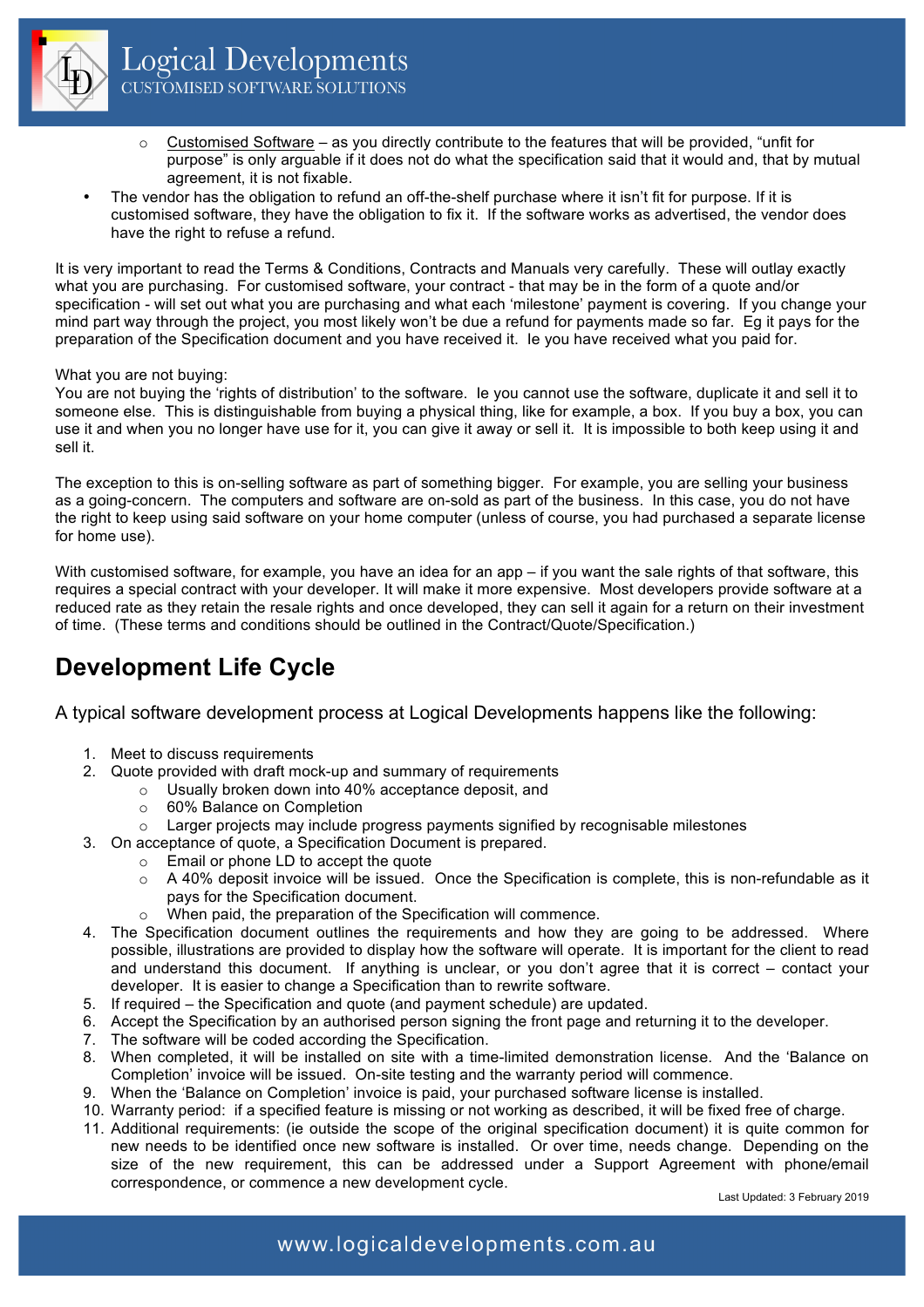- Customised Software – as you directly contribute to the features that will be provided, "unfit for purpose" is only arguable if it does not do what the specification said that it would and, that by mutual agreement, it is not fixable.
- The vendor has the obligation to refund an off-the-shelf purchase where it isn't fit for purpose. If it is customised software, they have the obligation to fix it. If the software works as advertised, the vendor does have the right to refuse a refund.

It is very important to read the Terms & Conditions, Contracts and Manuals very carefully. These will outlay exactly what you are purchasing. For customised software, your contract - that may be in the form of a quote and/or specification - will set out what you are purchasing and what each 'milestone' payment is covering. If you change your mind part way through the project, you most likely won't be due a refund for payments made so far. Eg it pays for the preparation of the Specification document and you have received it. Ie you have received what you paid for.

What you are not buying:
You are not buying the 'rights of distribution' to the software. Ie you cannot use the software, duplicate it and sell it to someone else. This is distinguishable from buying a physical thing, like for example, a box. If you buy a box, you can use it and when you no longer have use for it, you can give it away or sell it. It is impossible to both keep using it and sell it.

The exception to this is on-selling software as part of something bigger. For example, you are selling your business as a going-concern. The computers and software are on-sold as part of the business. In this case, you do not have the right to keep using said software on your home computer (unless of course, you had purchased a separate license for home use).

With customised software, for example, you have an idea for an app – if you want the sale rights of that software, this requires a special contract with your developer. It will make it more expensive. Most developers provide software at a reduced rate as they retain the resale rights and once developed, they can sell it again for a return on their investment of time. (These terms and conditions should be outlined in the Contract/Quote/Specification.)

## Development Life Cycle

A typical software development process at Logical Developments happens like the following:

1. Meet to discuss requirements
2. Quote provided with draft mock-up and summary of requirements
   - Usually broken down into 40% acceptance deposit, and
   - 60% Balance on Completion
   - Larger projects may include progress payments signified by recognisable milestones
3. On acceptance of quote, a Specification Document is prepared.
   - Email or phone LD to accept the quote
   - A 40% deposit invoice will be issued. Once the Specification is complete, this is non-refundable as it pays for the Specification document.
   - When paid, the preparation of the Specification will commence.
4. The Specification document outlines the requirements and how they are going to be addressed. Where possible, illustrations are provided to display how the software will operate. It is important for the client to read and understand this document. If anything is unclear, or you don't agree that it is correct – contact your developer. It is easier to change a Specification than to rewrite software.
5. If required – the Specification and quote (and payment schedule) are updated.
6. Accept the Specification by an authorised person signing the front page and returning it to the developer.
7. The software will be coded according the Specification.
8. When completed, it will be installed on site with a time-limited demonstration license. And the 'Balance on Completion' invoice will be issued. On-site testing and the warranty period will commence.
9. When the 'Balance on Completion' invoice is paid, your purchased software license is installed.
10. Warranty period: if a specified feature is missing or not working as described, it will be fixed free of charge.
11. Additional requirements: (ie outside the scope of the original specification document) it is quite common for new needs to be identified once new software is installed. Or over time, needs change. Depending on the size of the new requirement, this can be addressed under a Support Agreement with phone/email correspondence, or commence a new development cycle.

Last Updated: 3 February 2019